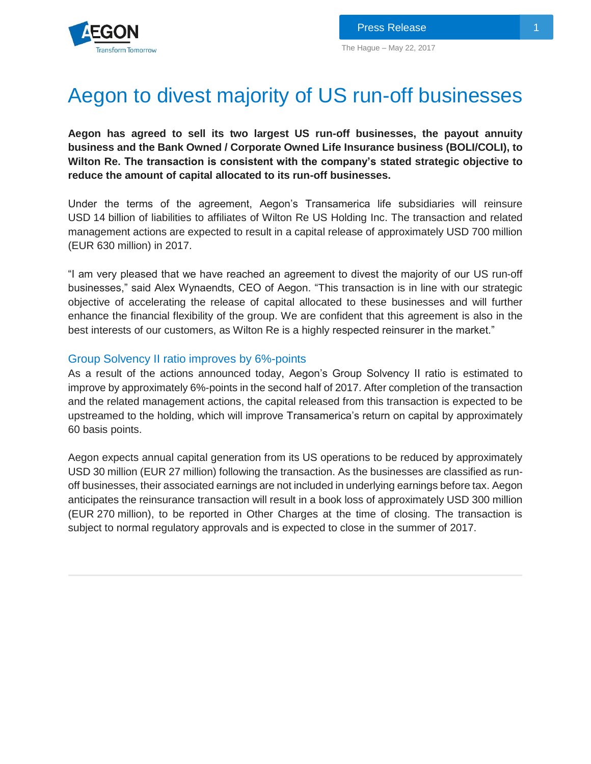Press Release

The Hague – May 22, 2017

# Aegon to divest majority of US run-off businesses

**Aegon has agreed to sell its two largest US run-off businesses, the payout annuity business and the Bank Owned / Corporate Owned Life Insurance business (BOLI/COLI), to Wilton Re. The transaction is consistent with the company's stated strategic objective to reduce the amount of capital allocated to its run-off businesses.**

Under the terms of the agreement, Aegon's Transamerica life subsidiaries will reinsure USD 14 billion of liabilities to affiliates of Wilton Re US Holding Inc. The transaction and related management actions are expected to result in a capital release of approximately USD 700 million (EUR 630 million) in 2017.

"I am very pleased that we have reached an agreement to divest the majority of our US run-off businesses," said Alex Wynaendts, CEO of Aegon. "This transaction is in line with our strategic objective of accelerating the release of capital allocated to these businesses and will further enhance the financial flexibility of the group. We are confident that this agreement is also in the best interests of our customers, as Wilton Re is a highly respected reinsurer in the market."

## Group Solvency II ratio improves by 6%-points

As a result of the actions announced today, Aegon's Group Solvency II ratio is estimated to improve by approximately 6%-points in the second half of 2017. After completion of the transaction and the related management actions, the capital released from this transaction is expected to be upstreamed to the holding, which will improve Transamerica's return on capital by approximately 60 basis points.

Aegon expects annual capital generation from its US operations to be reduced by approximately USD 30 million (EUR 27 million) following the transaction. As the businesses are classified as run-off businesses, their associated earnings are not included in underlying earnings before tax. Aegon anticipates the reinsurance transaction will result in a book loss of approximately USD 300 million (EUR 270 million), to be reported in Other Charges at the time of closing. The transaction is subject to normal regulatory approvals and is expected to close in the summer of 2017.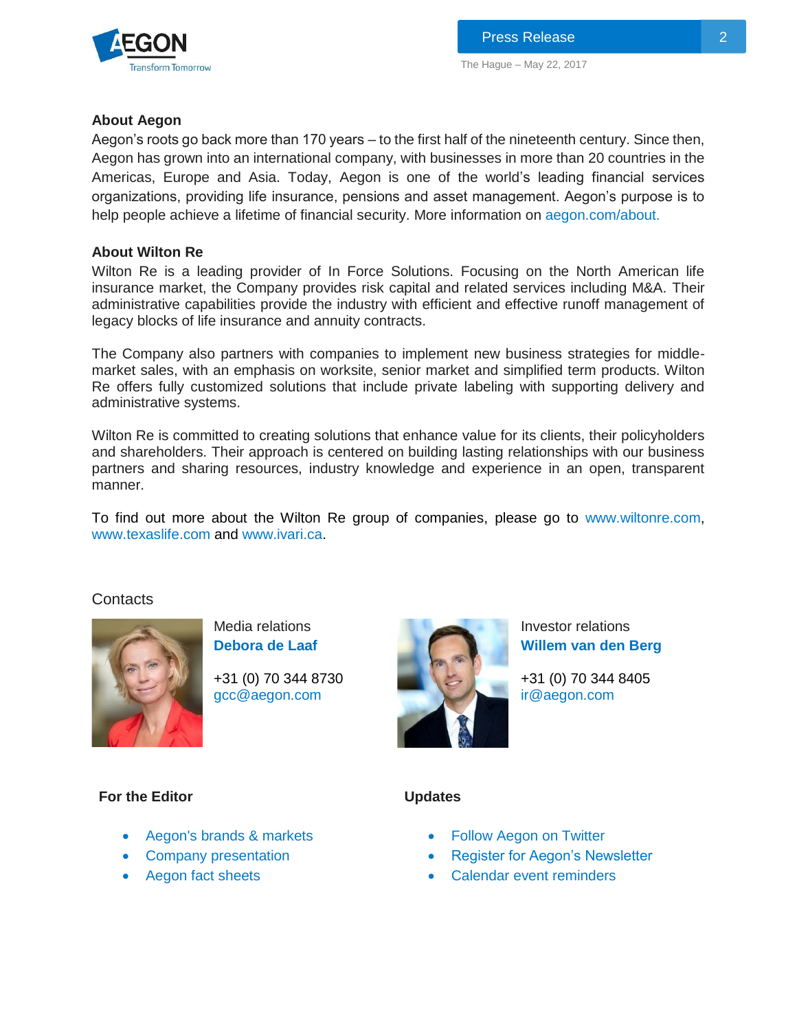## About Aegon

Aegon's roots go back more than 170 years – to the first half of the nineteenth century. Since then, Aegon has grown into an international company, with businesses in more than 20 countries in the Americas, Europe and Asia. Today, Aegon is one of the world's leading financial services organizations, providing life insurance, pensions and asset management. Aegon's purpose is to help people achieve a lifetime of financial security. More information on aegon.com/about.

## About Wilton Re

Wilton Re is a leading provider of In Force Solutions. Focusing on the North American life insurance market, the Company provides risk capital and related services including M&A. Their administrative capabilities provide the industry with efficient and effective runoff management of legacy blocks of life insurance and annuity contracts.

The Company also partners with companies to implement new business strategies for middle-market sales, with an emphasis on worksite, senior market and simplified term products. Wilton Re offers fully customized solutions that include private labeling with supporting delivery and administrative systems.

Wilton Re is committed to creating solutions that enhance value for its clients, their policyholders and shareholders. Their approach is centered on building lasting relationships with our business partners and sharing resources, industry knowledge and experience in an open, transparent manner.

To find out more about the Wilton Re group of companies, please go to www.wiltonre.com, www.texaslife.com and www.ivari.ca.

## Contacts

Media relations
**Debora de Laaf**

+31 (0) 70 344 8730
gcc@aegon.com

Investor relations
**Willem van den Berg**

+31 (0) 70 344 8405
ir@aegon.com

### For the Editor

- Aegon's brands & markets
- Company presentation
- Aegon fact sheets

### Updates

- Follow Aegon on Twitter
- Register for Aegon's Newsletter
- Calendar event reminders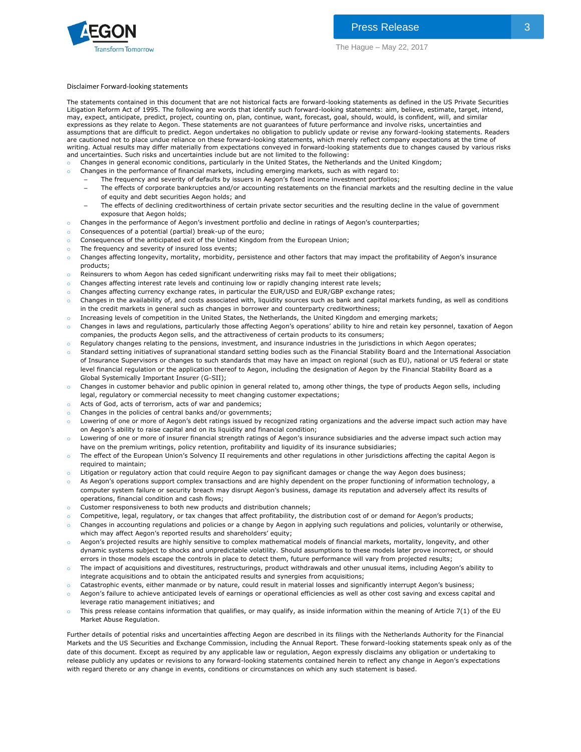Disclaimer Forward-looking statements

The statements contained in this document that are not historical facts are forward-looking statements as defined in the US Private Securities Litigation Reform Act of 1995. The following are words that identify such forward-looking statements: aim, believe, estimate, target, intend, may, expect, anticipate, predict, project, counting on, plan, continue, want, forecast, goal, should, would, is confident, will, and similar expressions as they relate to Aegon. These statements are not guarantees of future performance and involve risks, uncertainties and assumptions that are difficult to predict. Aegon undertakes no obligation to publicly update or revise any forward-looking statements. Readers are cautioned not to place undue reliance on these forward-looking statements, which merely reflect company expectations at the time of writing. Actual results may differ materially from expectations conveyed in forward-looking statements due to changes caused by various risks and uncertainties. Such risks and uncertainties include but are not limited to the following:

- Changes in general economic conditions, particularly in the United States, the Netherlands and the United Kingdom;
- Changes in the performance of financial markets, including emerging markets, such as with regard to:
  - The frequency and severity of defaults by issuers in Aegon's fixed income investment portfolios;
  - The effects of corporate bankruptcies and/or accounting restatements on the financial markets and the resulting decline in the value of equity and debt securities Aegon holds; and
  - The effects of declining creditworthiness of certain private sector securities and the resulting decline in the value of government exposure that Aegon holds;
- Changes in the performance of Aegon's investment portfolio and decline in ratings of Aegon's counterparties;
- Consequences of a potential (partial) break-up of the euro;
- Consequences of the anticipated exit of the United Kingdom from the European Union;
- The frequency and severity of insured loss events;
- Changes affecting longevity, mortality, morbidity, persistence and other factors that may impact the profitability of Aegon's insurance products;
- Reinsurers to whom Aegon has ceded significant underwriting risks may fail to meet their obligations;
- Changes affecting interest rate levels and continuing low or rapidly changing interest rate levels;
- Changes affecting currency exchange rates, in particular the EUR/USD and EUR/GBP exchange rates;
- Changes in the availability of, and costs associated with, liquidity sources such as bank and capital markets funding, as well as conditions in the credit markets in general such as changes in borrower and counterparty creditworthiness;
- Increasing levels of competition in the United States, the Netherlands, the United Kingdom and emerging markets;
- Changes in laws and regulations, particularly those affecting Aegon's operations' ability to hire and retain key personnel, taxation of Aegon companies, the products Aegon sells, and the attractiveness of certain products to its consumers;
- Regulatory changes relating to the pensions, investment, and insurance industries in the jurisdictions in which Aegon operates;
- Standard setting initiatives of supranational standard setting bodies such as the Financial Stability Board and the International Association of Insurance Supervisors or changes to such standards that may have an impact on regional (such as EU), national or US federal or state level financial regulation or the application thereof to Aegon, including the designation of Aegon by the Financial Stability Board as a Global Systemically Important Insurer (G-SII);
- Changes in customer behavior and public opinion in general related to, among other things, the type of products Aegon sells, including legal, regulatory or commercial necessity to meet changing customer expectations;
- Acts of God, acts of terrorism, acts of war and pandemics;
- Changes in the policies of central banks and/or governments;
- Lowering of one or more of Aegon's debt ratings issued by recognized rating organizations and the adverse impact such action may have on Aegon's ability to raise capital and on its liquidity and financial condition;
- Lowering of one or more of insurer financial strength ratings of Aegon's insurance subsidiaries and the adverse impact such action may have on the premium writings, policy retention, profitability and liquidity of its insurance subsidiaries;
- The effect of the European Union's Solvency II requirements and other regulations in other jurisdictions affecting the capital Aegon is required to maintain;
- Litigation or regulatory action that could require Aegon to pay significant damages or change the way Aegon does business;
- As Aegon's operations support complex transactions and are highly dependent on the proper functioning of information technology, a computer system failure or security breach may disrupt Aegon's business, damage its reputation and adversely affect its results of operations, financial condition and cash flows;
- Customer responsiveness to both new products and distribution channels;
- Competitive, legal, regulatory, or tax changes that affect profitability, the distribution cost of or demand for Aegon's products;
- Changes in accounting regulations and policies or a change by Aegon in applying such regulations and policies, voluntarily or otherwise, which may affect Aegon's reported results and shareholders' equity;
- Aegon's projected results are highly sensitive to complex mathematical models of financial markets, mortality, longevity, and other dynamic systems subject to shocks and unpredictable volatility. Should assumptions to these models later prove incorrect, or should errors in those models escape the controls in place to detect them, future performance will vary from projected results;
- The impact of acquisitions and divestitures, restructurings, product withdrawals and other unusual items, including Aegon's ability to integrate acquisitions and to obtain the anticipated results and synergies from acquisitions;
- Catastrophic events, either manmade or by nature, could result in material losses and significantly interrupt Aegon's business;
- Aegon's failure to achieve anticipated levels of earnings or operational efficiencies as well as other cost saving and excess capital and leverage ratio management initiatives; and
- This press release contains information that qualifies, or may qualify, as inside information within the meaning of Article 7(1) of the EU Market Abuse Regulation.

Further details of potential risks and uncertainties affecting Aegon are described in its filings with the Netherlands Authority for the Financial Markets and the US Securities and Exchange Commission, including the Annual Report. These forward-looking statements speak only as of the date of this document. Except as required by any applicable law or regulation, Aegon expressly disclaims any obligation or undertaking to release publicly any updates or revisions to any forward-looking statements contained herein to reflect any change in Aegon's expectations with regard thereto or any change in events, conditions or circumstances on which any such statement is based.